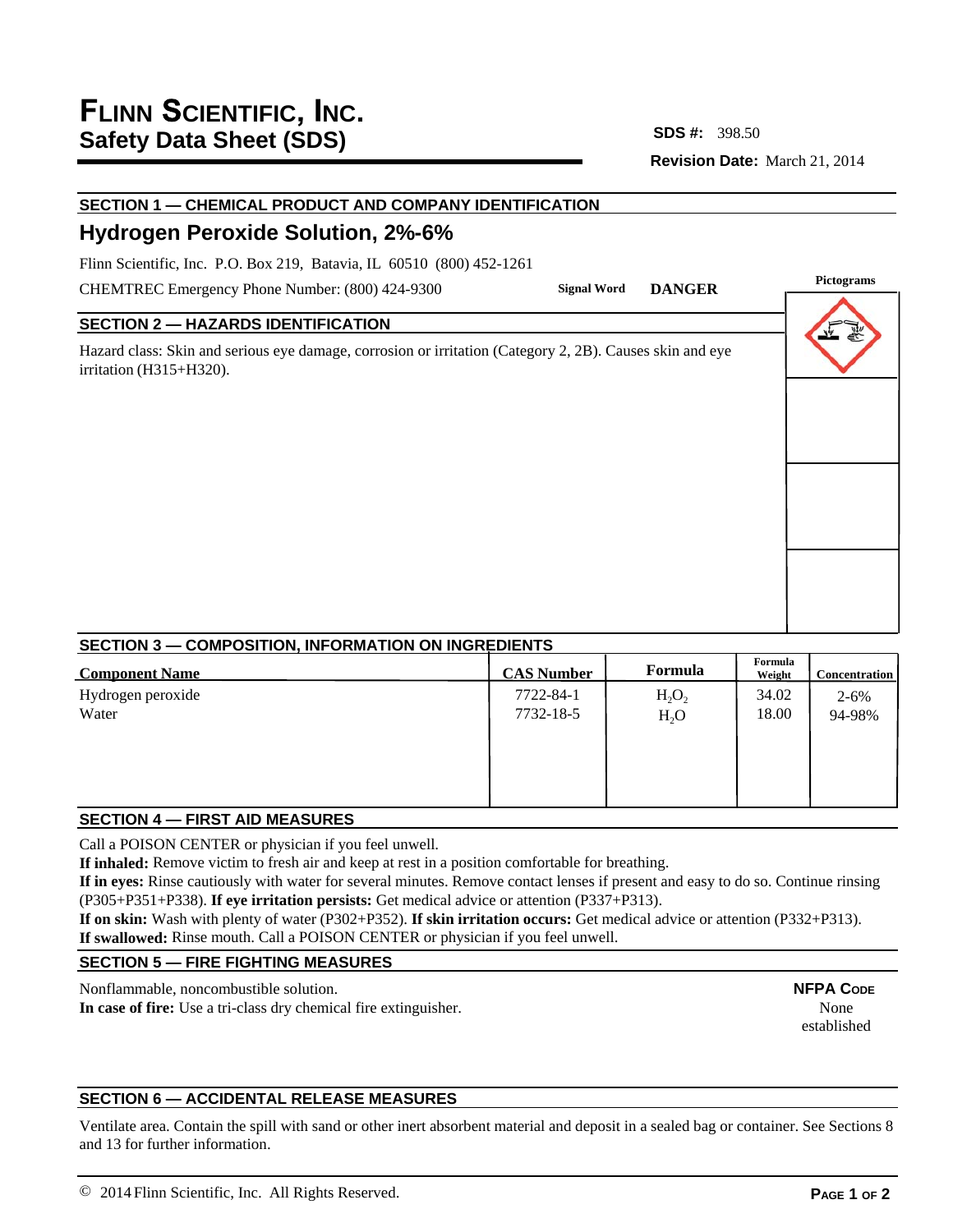# FLINN SCIENTIFIC, INC.
## Safety Data Sheet (SDS)

**SDS #:** 398.50

**Revision Date:** March 21, 2014

### SECTION 1 — CHEMICAL PRODUCT AND COMPANY IDENTIFICATION

## Hydrogen Peroxide Solution, 2%-6%

Flinn Scientific, Inc. P.O. Box 219, Batavia, IL 60510 (800) 452-1261

CHEMTREC Emergency Phone Number: (800) 424-9300

**Signal Word** **DANGER**

**Pictograms**

### SECTION 2 — HAZARDS IDENTIFICATION

Hazard class: Skin and serious eye damage, corrosion or irritation (Category 2, 2B). Causes skin and eye irritation (H315+H320).

### SECTION 3 — COMPOSITION, INFORMATION ON INGREDIENTS

| Component Name | CAS Number | Formula | Formula Weight | Concentration |
|---|---|---|---|---|
| Hydrogen peroxide | 7722-84-1 | $H_2O_2$ | 34.02 | 2-6% |
| Water | 7732-18-5 | $H_2O$ | 18.00 | 94-98% |

### SECTION 4 — FIRST AID MEASURES

Call a POISON CENTER or physician if you feel unwell.
**If inhaled:** Remove victim to fresh air and keep at rest in a position comfortable for breathing.
**If in eyes:** Rinse cautiously with water for several minutes. Remove contact lenses if present and easy to do so. Continue rinsing (P305+P351+P338). **If eye irritation persists:** Get medical advice or attention (P337+P313).
**If on skin:** Wash with plenty of water (P302+P352). **If skin irritation occurs:** Get medical advice or attention (P332+P313).
**If swallowed:** Rinse mouth. Call a POISON CENTER or physician if you feel unwell.

### SECTION 5 — FIRE FIGHTING MEASURES

Nonflammable, noncombustible solution.
**In case of fire:** Use a tri-class dry chemical fire extinguisher.

**NFPA CODE**
None established

### SECTION 6 — ACCIDENTAL RELEASE MEASURES

Ventilate area. Contain the spill with sand or other inert absorbent material and deposit in a sealed bag or container. See Sections 8 and 13 for further information.

© 2014 Flinn Scientific, Inc. All Rights Reserved.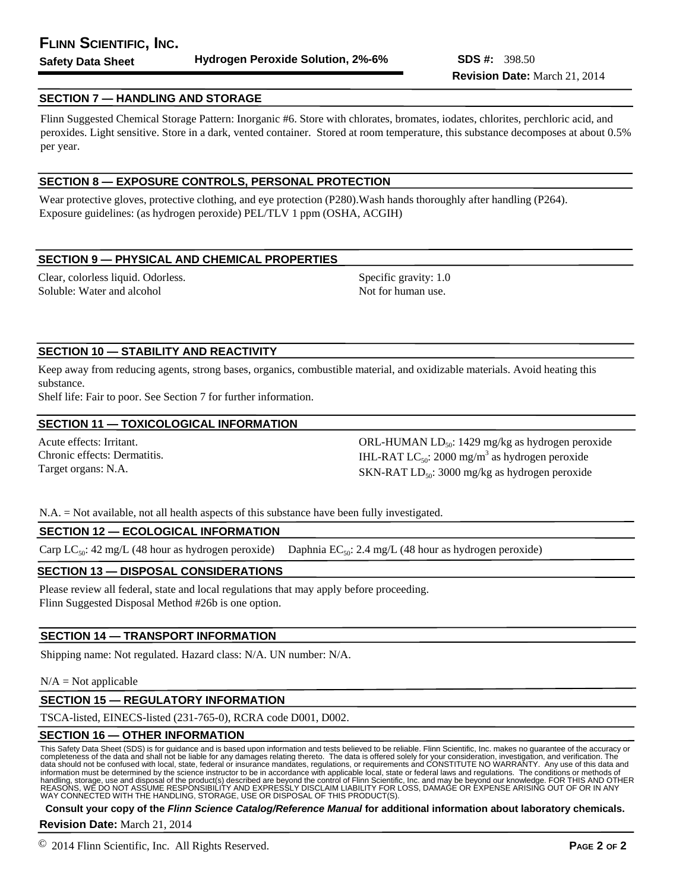## SECTION 7 — HANDLING AND STORAGE

Flinn Suggested Chemical Storage Pattern: Inorganic #6. Store with chlorates, bromates, iodates, chlorites, perchloric acid, and peroxides. Light sensitive. Store in a dark, vented container. Stored at room temperature, this substance decomposes at about 0.5% per year.

## SECTION 8 — EXPOSURE CONTROLS, PERSONAL PROTECTION

Wear protective gloves, protective clothing, and eye protection (P280).Wash hands thoroughly after handling (P264).
Exposure guidelines: (as hydrogen peroxide) PEL/TLV 1 ppm (OSHA, ACGIH)

## SECTION 9 — PHYSICAL AND CHEMICAL PROPERTIES

Clear, colorless liquid. Odorless.
Soluble: Water and alcohol
Specific gravity: 1.0
Not for human use.

## SECTION 10 — STABILITY AND REACTIVITY

Keep away from reducing agents, strong bases, organics, combustible material, and oxidizable materials. Avoid heating this substance.
Shelf life: Fair to poor. See Section 7 for further information.

## SECTION 11 — TOXICOLOGICAL INFORMATION

Acute effects: Irritant.
Chronic effects: Dermatitis.
Target organs: N.A.

ORL-HUMAN $LD_{50}$: 1429 mg/kg as hydrogen peroxide
IHL-RAT $LC_{50}$: 2000 mg/$m^3$ as hydrogen peroxide
SKN-RAT $LD_{50}$: 3000 mg/kg as hydrogen peroxide

N.A. = Not available, not all health aspects of this substance have been fully investigated.

## SECTION 12 — ECOLOGICAL INFORMATION

Carp $LC_{50}$: 42 mg/L (48 hour as hydrogen peroxide) Daphnia $EC_{50}$: 2.4 mg/L (48 hour as hydrogen peroxide)

## SECTION 13 — DISPOSAL CONSIDERATIONS

Please review all federal, state and local regulations that may apply before proceeding.
Flinn Suggested Disposal Method #26b is one option.

## SECTION 14 — TRANSPORT INFORMATION

Shipping name: Not regulated. Hazard class: N/A. UN number: N/A.

N/A = Not applicable

## SECTION 15 — REGULATORY INFORMATION

TSCA-listed, EINECS-listed (231-765-0), RCRA code D001, D002.

## SECTION 16 — OTHER INFORMATION

This Safety Data Sheet (SDS) is for guidance and is based upon information and tests believed to be reliable. Flinn Scientific, Inc. makes no guarantee of the accuracy or completeness of the data and shall not be liable for any damages relating thereto. The data is offered solely for your consideration, investigation, and verification. The data should not be confused with local, state, federal or insurance mandates, regulations, or requirements and CONSTITUTE NO WARRANTY. Any use of this data and information must be determined by the science instructor to be in accordance with applicable local, state or federal laws and regulations. The conditions or methods of handling, storage, use and disposal of the product(s) described are beyond the control of Flinn Scientific, Inc. and may be beyond our knowledge. FOR THIS AND OTHER REASONS, WE DO NOT ASSUME RESPONSIBILITY AND EXPRESSLY DISCLAIM LIABILITY FOR LOSS, DAMAGE OR EXPENSE ARISING OUT OF OR IN ANY WAY CONNECTED WITH THE HANDLING, STORAGE, USE OR DISPOSAL OF THIS PRODUCT(S).

**Consult your copy of the *Flinn Science Catalog/Reference Manual* for additional information about laboratory chemicals.**

**Revision Date:** March 21, 2014

© 2014 Flinn Scientific, Inc. All Rights Reserved.